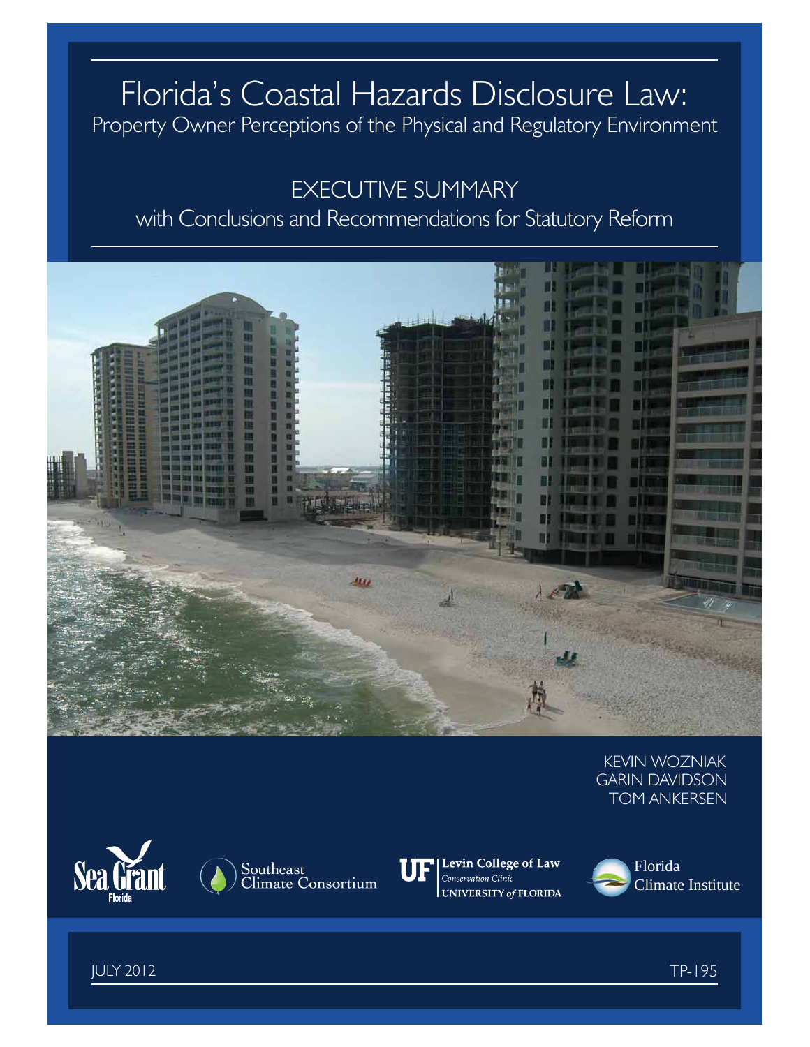# Florida's Coastal Hazards Disclosure Law:

## Property Owner Perceptions of the Physical and Regulatory Environment

### EXECUTIVE SUMMARY

### with Conclusions and Recommendations for Statutory Reform

KEVIN WOZNIAK
GARIN DAVIDSON
TOM ANKERSEN

Sea Grant Florida

Southeast Climate Consortium

UF Levin College of Law Conservation Clinic UNIVERSITY of FLORIDA

Florida Climate Institute

JULY 2012

TP-195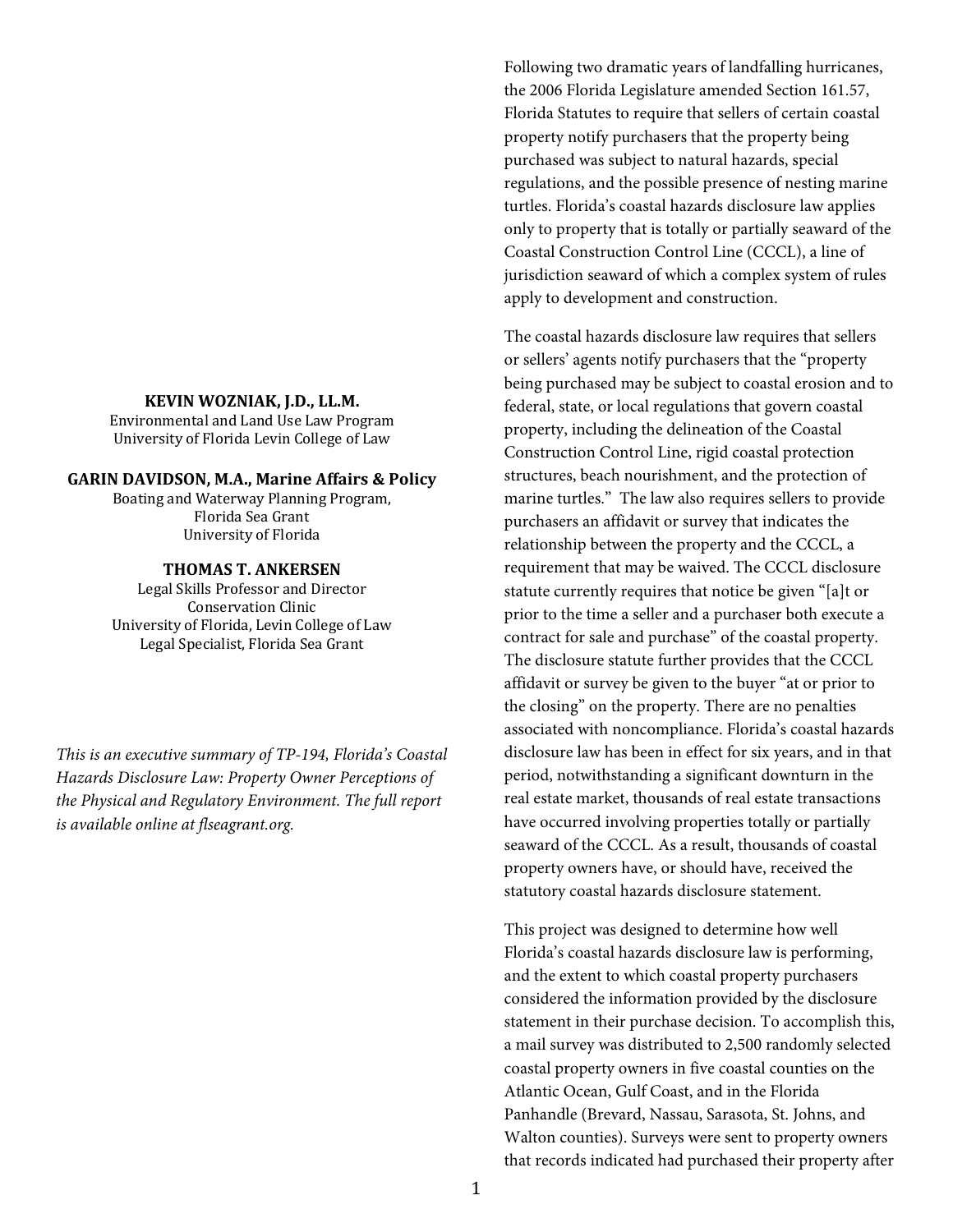**KEVIN WOZNIAK, J.D., LL.M.**
Environmental and Land Use Law Program
University of Florida Levin College of Law

**GARIN DAVIDSON, M.A., Marine Affairs & Policy**
Boating and Waterway Planning Program,
Florida Sea Grant
University of Florida

**THOMAS T. ANKERSEN**
Legal Skills Professor and Director
Conservation Clinic
University of Florida, Levin College of Law
Legal Specialist, Florida Sea Grant

*This is an executive summary of TP-194, Florida's Coastal Hazards Disclosure Law: Property Owner Perceptions of the Physical and Regulatory Environment. The full report is available online at flseagrant.org.*

Following two dramatic years of landfalling hurricanes, the 2006 Florida Legislature amended Section 161.57, Florida Statutes to require that sellers of certain coastal property notify purchasers that the property being purchased was subject to natural hazards, special regulations, and the possible presence of nesting marine turtles. Florida's coastal hazards disclosure law applies only to property that is totally or partially seaward of the Coastal Construction Control Line (CCCL), a line of jurisdiction seaward of which a complex system of rules apply to development and construction.

The coastal hazards disclosure law requires that sellers or sellers' agents notify purchasers that the "property being purchased may be subject to coastal erosion and to federal, state, or local regulations that govern coastal property, including the delineation of the Coastal Construction Control Line, rigid coastal protection structures, beach nourishment, and the protection of marine turtles." The law also requires sellers to provide purchasers an affidavit or survey that indicates the relationship between the property and the CCCL, a requirement that may be waived. The CCCL disclosure statute currently requires that notice be given "[a]t or prior to the time a seller and a purchaser both execute a contract for sale and purchase" of the coastal property. The disclosure statute further provides that the CCCL affidavit or survey be given to the buyer "at or prior to the closing" on the property. There are no penalties associated with noncompliance. Florida's coastal hazards disclosure law has been in effect for six years, and in that period, notwithstanding a significant downturn in the real estate market, thousands of real estate transactions have occurred involving properties totally or partially seaward of the CCCL. As a result, thousands of coastal property owners have, or should have, received the statutory coastal hazards disclosure statement.

This project was designed to determine how well Florida's coastal hazards disclosure law is performing, and the extent to which coastal property purchasers considered the information provided by the disclosure statement in their purchase decision. To accomplish this, a mail survey was distributed to 2,500 randomly selected coastal property owners in five coastal counties on the Atlantic Ocean, Gulf Coast, and in the Florida Panhandle (Brevard, Nassau, Sarasota, St. Johns, and Walton counties). Surveys were sent to property owners that records indicated had purchased their property after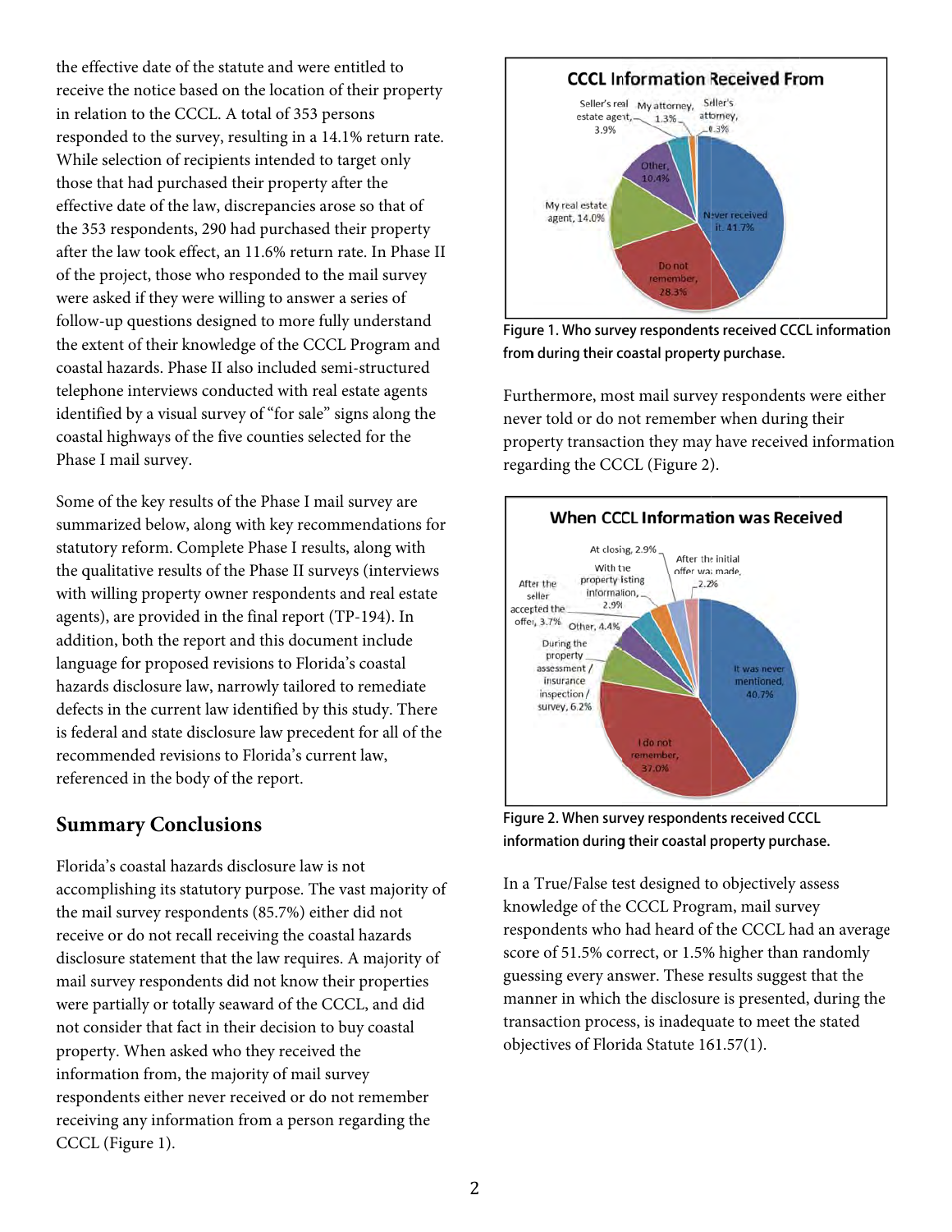the effective date of the statute and were entitled to receive the notice based on the location of their property in relation to the CCCL. A total of 353 persons responded to the survey, resulting in a 14.1% return rate. While selection of recipients intended to target only those that had purchased their property after the effective date of the law, discrepancies arose so that of the 353 respondents, 290 had purchased their property after the law took effect, an 11.6% return rate. In Phase II of the project, those who responded to the mail survey were asked if they were willing to answer a series of follow-up questions designed to more fully understand the extent of their knowledge of the CCCL Program and coastal hazards. Phase II also included semi-structured telephone interviews conducted with real estate agents identified by a visual survey of "for sale" signs along the coastal highways of the five counties selected for the Phase I mail survey.

Some of the key results of the Phase I mail survey are summarized below, along with key recommendations for statutory reform. Complete Phase I results, along with the qualitative results of the Phase II surveys (interviews with willing property owner respondents and real estate agents), are provided in the final report (TP-194). In addition, both the report and this document include language for proposed revisions to Florida's coastal hazards disclosure law, narrowly tailored to remediate defects in the current law identified by this study. There is federal and state disclosure law precedent for all of the recommended revisions to Florida's current law, referenced in the body of the report.

## Summary Conclusions

Florida's coastal hazards disclosure law is not accomplishing its statutory purpose. The vast majority of the mail survey respondents (85.7%) either did not receive or do not recall receiving the coastal hazards disclosure statement that the law requires. A majority of mail survey respondents did not know their properties were partially or totally seaward of the CCCL, and did not consider that fact in their decision to buy coastal property. When asked who they received the information from, the majority of mail survey respondents either never received or do not remember receiving any information from a person regarding the CCCL (Figure 1).

**CCCL Information Received From**

| Source | Percent |
|---|---|
| Never received it | 41.7% |
| Do not remember | 28.3% |
| My real estate agent | 14.0% |
| Other | 10.4% |
| Seller's real estate agent | 3.9% |
| My attorney | 1.3% |
| Seller's attorney | 0.3% |

**Figure 1. Who survey respondents received CCCL information from during their coastal property purchase.**

Furthermore, most mail survey respondents were either never told or do not remember when during their property transaction they may have received information regarding the CCCL (Figure 2).

**When CCCL Information was Received**

| Timing | Percent |
|---|---|
| It was never mentioned | 40.7% |
| I do not remember | 37.0% |
| During the property assessment / insurance inspection / survey | 6.2% |
| Other | 4.4% |
| After the seller accepted the offer | 3.7% |
| With the property listing information | 2.9% |
| At closing | 2.9% |
| After the initial offer was made | 2.2% |

**Figure 2. When survey respondents received CCCL information during their coastal property purchase.**

In a True/False test designed to objectively assess knowledge of the CCCL Program, mail survey respondents who had heard of the CCCL had an average score of 51.5% correct, or 1.5% higher than randomly guessing every answer. These results suggest that the manner in which the disclosure is presented, during the transaction process, is inadequate to meet the stated objectives of Florida Statute 161.57(1).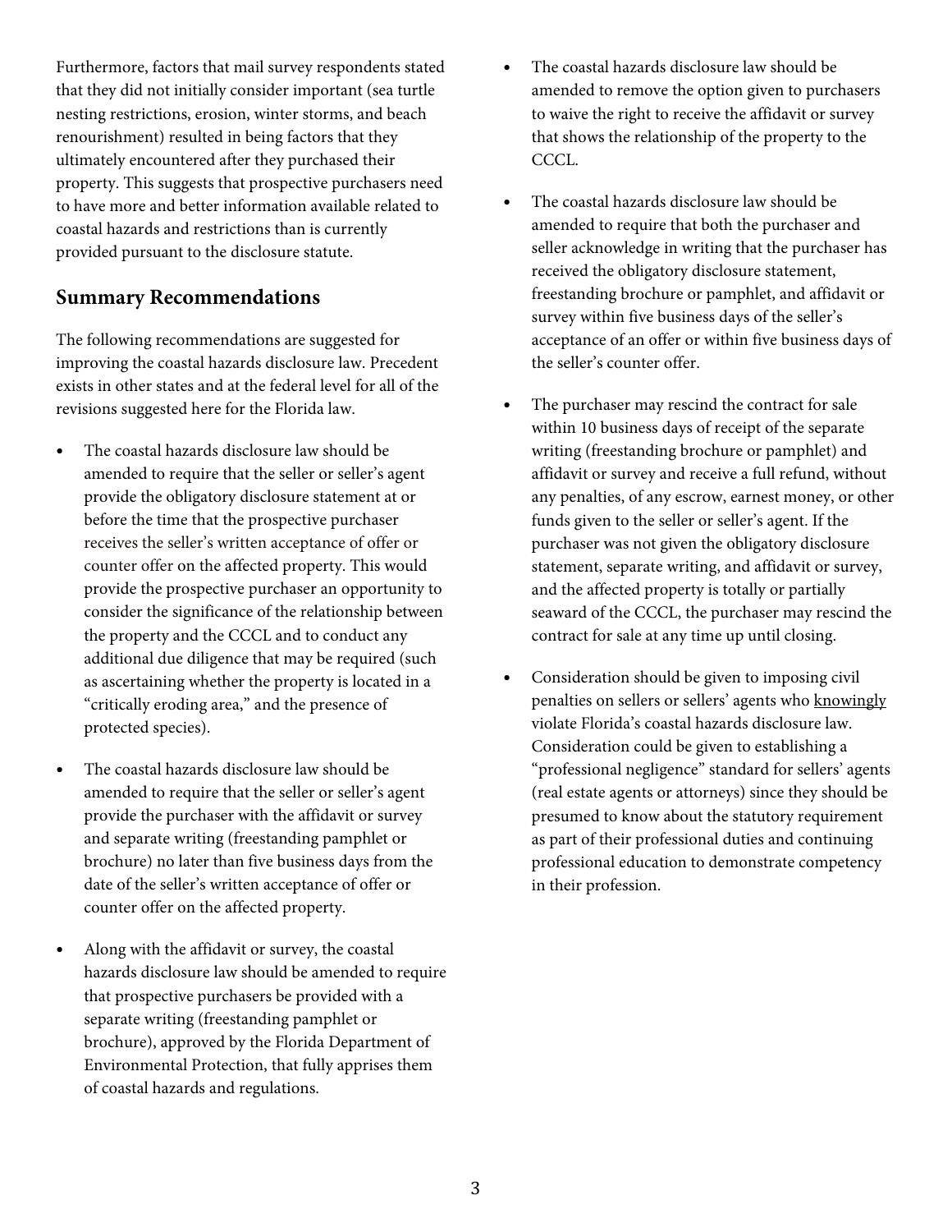Furthermore, factors that mail survey respondents stated that they did not initially consider important (sea turtle nesting restrictions, erosion, winter storms, and beach renourishment) resulted in being factors that they ultimately encountered after they purchased their property. This suggests that prospective purchasers need to have more and better information available related to coastal hazards and restrictions than is currently provided pursuant to the disclosure statute.

## Summary Recommendations

The following recommendations are suggested for improving the coastal hazards disclosure law. Precedent exists in other states and at the federal level for all of the revisions suggested here for the Florida law.

- The coastal hazards disclosure law should be amended to require that the seller or seller's agent provide the obligatory disclosure statement at or before the time that the prospective purchaser receives the seller's written acceptance of offer or counter offer on the affected property. This would provide the prospective purchaser an opportunity to consider the significance of the relationship between the property and the CCCL and to conduct any additional due diligence that may be required (such as ascertaining whether the property is located in a "critically eroding area," and the presence of protected species).
- The coastal hazards disclosure law should be amended to require that the seller or seller's agent provide the purchaser with the affidavit or survey and separate writing (freestanding pamphlet or brochure) no later than five business days from the date of the seller's written acceptance of offer or counter offer on the affected property.
- Along with the affidavit or survey, the coastal hazards disclosure law should be amended to require that prospective purchasers be provided with a separate writing (freestanding pamphlet or brochure), approved by the Florida Department of Environmental Protection, that fully apprises them of coastal hazards and regulations.
- The coastal hazards disclosure law should be amended to remove the option given to purchasers to waive the right to receive the affidavit or survey that shows the relationship of the property to the CCCL.
- The coastal hazards disclosure law should be amended to require that both the purchaser and seller acknowledge in writing that the purchaser has received the obligatory disclosure statement, freestanding brochure or pamphlet, and affidavit or survey within five business days of the seller's acceptance of an offer or within five business days of the seller's counter offer.
- The purchaser may rescind the contract for sale within 10 business days of receipt of the separate writing (freestanding brochure or pamphlet) and affidavit or survey and receive a full refund, without any penalties, of any escrow, earnest money, or other funds given to the seller or seller's agent. If the purchaser was not given the obligatory disclosure statement, separate writing, and affidavit or survey, and the affected property is totally or partially seaward of the CCCL, the purchaser may rescind the contract for sale at any time up until closing.
- Consideration should be given to imposing civil penalties on sellers or sellers' agents who knowingly violate Florida's coastal hazards disclosure law. Consideration could be given to establishing a "professional negligence" standard for sellers' agents (real estate agents or attorneys) since they should be presumed to know about the statutory requirement as part of their professional duties and continuing professional education to demonstrate competency in their profession.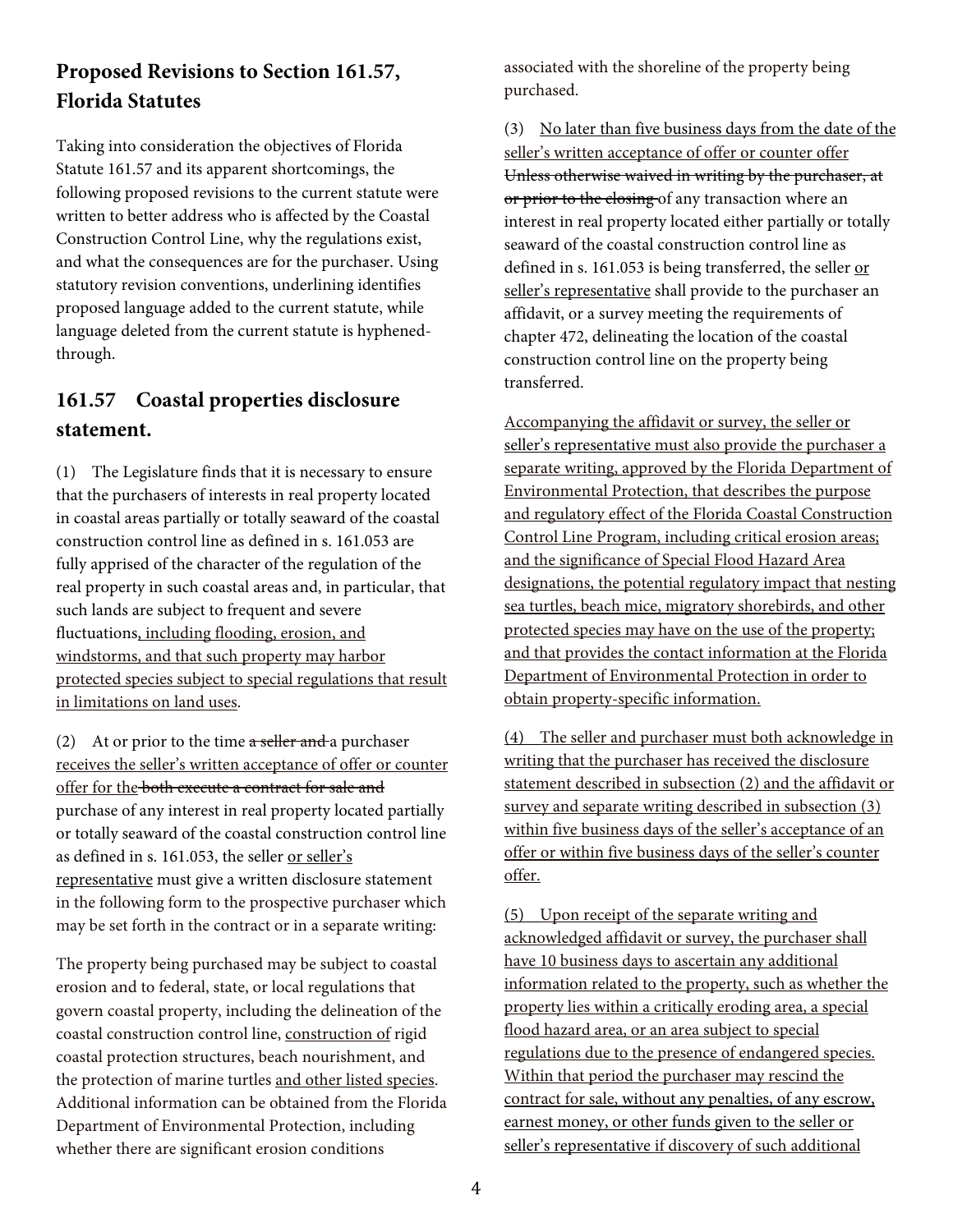## Proposed Revisions to Section 161.57, Florida Statutes

Taking into consideration the objectives of Florida Statute 161.57 and its apparent shortcomings, the following proposed revisions to the current statute were written to better address who is affected by the Coastal Construction Control Line, why the regulations exist, and what the consequences are for the purchaser. Using statutory revision conventions, underlining identifies proposed language added to the current statute, while language deleted from the current statute is hyphened-through.

## 161.57 Coastal properties disclosure statement.

(1) The Legislature finds that it is necessary to ensure that the purchasers of interests in real property located in coastal areas partially or totally seaward of the coastal construction control line as defined in s. 161.053 are fully apprised of the character of the regulation of the real property in such coastal areas and, in particular, that such lands are subject to frequent and severe fluctuations<u>, including flooding, erosion, and windstorms, and that such property may harbor protected species subject to special regulations that result in limitations on land uses</u>.

(2) At or prior to the time ~~a seller and~~ a purchaser <u>receives the seller's written acceptance of offer or counter offer for the</u> ~~both execute a contract for sale and~~ purchase of any interest in real property located partially or totally seaward of the coastal construction control line as defined in s. 161.053, the seller <u>or seller's representative</u> must give a written disclosure statement in the following form to the prospective purchaser which may be set forth in the contract or in a separate writing:

The property being purchased may be subject to coastal erosion and to federal, state, or local regulations that govern coastal property, including the delineation of the coastal construction control line, <u>construction of</u> rigid coastal protection structures, beach nourishment, and the protection of marine turtles <u>and other listed species</u>. Additional information can be obtained from the Florida Department of Environmental Protection, including whether there are significant erosion conditions associated with the shoreline of the property being purchased.

(3) <u>No later than five business days from the date of the seller's written acceptance of offer or counter offer</u> ~~Unless otherwise waived in writing by the purchaser, at or prior to the closing~~ of any transaction where an interest in real property located either partially or totally seaward of the coastal construction control line as defined in s. 161.053 is being transferred, the seller <u>or seller's representative</u> shall provide to the purchaser an affidavit, or a survey meeting the requirements of chapter 472, delineating the location of the coastal construction control line on the property being transferred.

<u>Accompanying the affidavit or survey, the seller or seller's representative must also provide the purchaser a separate writing, approved by the Florida Department of Environmental Protection, that describes the purpose and regulatory effect of the Florida Coastal Construction Control Line Program, including critical erosion areas; and the significance of Special Flood Hazard Area designations, the potential regulatory impact that nesting sea turtles, beach mice, migratory shorebirds, and other protected species may have on the use of the property; and that provides the contact information at the Florida Department of Environmental Protection in order to obtain property-specific information.</u>

<u>(4) The seller and purchaser must both acknowledge in writing that the purchaser has received the disclosure statement described in subsection (2) and the affidavit or survey and separate writing described in subsection (3) within five business days of the seller's acceptance of an offer or within five business days of the seller's counter offer.</u>

<u>(5) Upon receipt of the separate writing and acknowledged affidavit or survey, the purchaser shall have 10 business days to ascertain any additional information related to the property, such as whether the property lies within a critically eroding area, a special flood hazard area, or an area subject to special regulations due to the presence of endangered species. Within that period the purchaser may rescind the contract for sale, without any penalties, of any escrow, earnest money, or other funds given to the seller or seller's representative if discovery of such additional</u>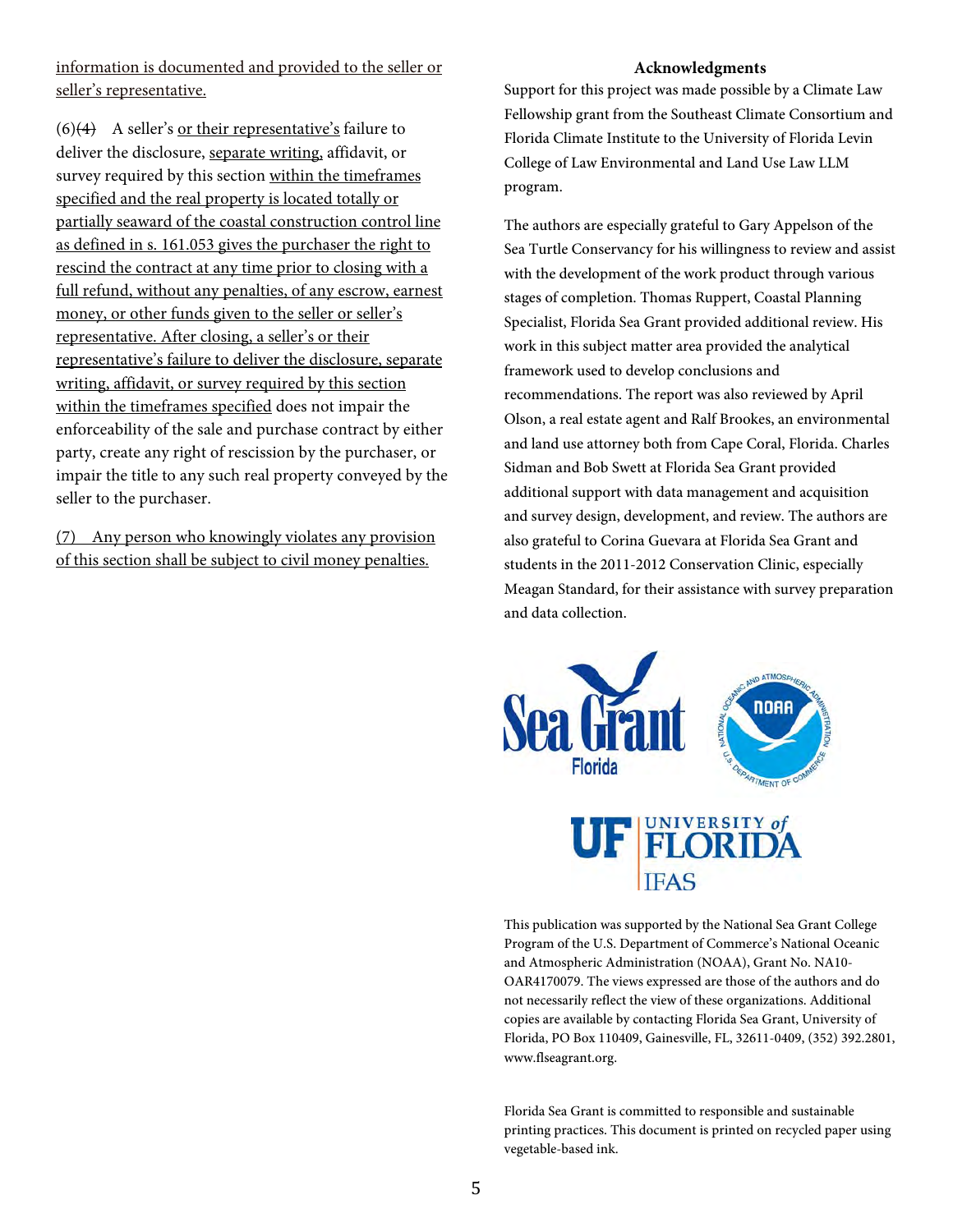information is documented and provided to the seller or seller's representative.

(6)~~(4)~~ A seller's or their representative's failure to deliver the disclosure, separate writing, affidavit, or survey required by this section within the timeframes specified and the real property is located totally or partially seaward of the coastal construction control line as defined in s. 161.053 gives the purchaser the right to rescind the contract at any time prior to closing with a full refund, without any penalties, of any escrow, earnest money, or other funds given to the seller or seller's representative. After closing, a seller's or their representative's failure to deliver the disclosure, separate writing, affidavit, or survey required by this section within the timeframes specified does not impair the enforceability of the sale and purchase contract by either party, create any right of rescission by the purchaser, or impair the title to any such real property conveyed by the seller to the purchaser.

(7) Any person who knowingly violates any provision of this section shall be subject to civil money penalties.

**Acknowledgments**

Support for this project was made possible by a Climate Law Fellowship grant from the Southeast Climate Consortium and Florida Climate Institute to the University of Florida Levin College of Law Environmental and Land Use Law LLM program.

The authors are especially grateful to Gary Appelson of the Sea Turtle Conservancy for his willingness to review and assist with the development of the work product through various stages of completion. Thomas Ruppert, Coastal Planning Specialist, Florida Sea Grant provided additional review. His work in this subject matter area provided the analytical framework used to develop conclusions and recommendations. The report was also reviewed by April Olson, a real estate agent and Ralf Brookes, an environmental and land use attorney both from Cape Coral, Florida. Charles Sidman and Bob Swett at Florida Sea Grant provided additional support with data management and acquisition and survey design, development, and review. The authors are also grateful to Corina Guevara at Florida Sea Grant and students in the 2011-2012 Conservation Clinic, especially Meagan Standard, for their assistance with survey preparation and data collection.

This publication was supported by the National Sea Grant College Program of the U.S. Department of Commerce's National Oceanic and Atmospheric Administration (NOAA), Grant No. NA10-OAR4170079. The views expressed are those of the authors and do not necessarily reflect the view of these organizations. Additional copies are available by contacting Florida Sea Grant, University of Florida, PO Box 110409, Gainesville, FL, 32611-0409, (352) 392.2801, www.flseagrant.org.

Florida Sea Grant is committed to responsible and sustainable printing practices. This document is printed on recycled paper using vegetable-based ink.